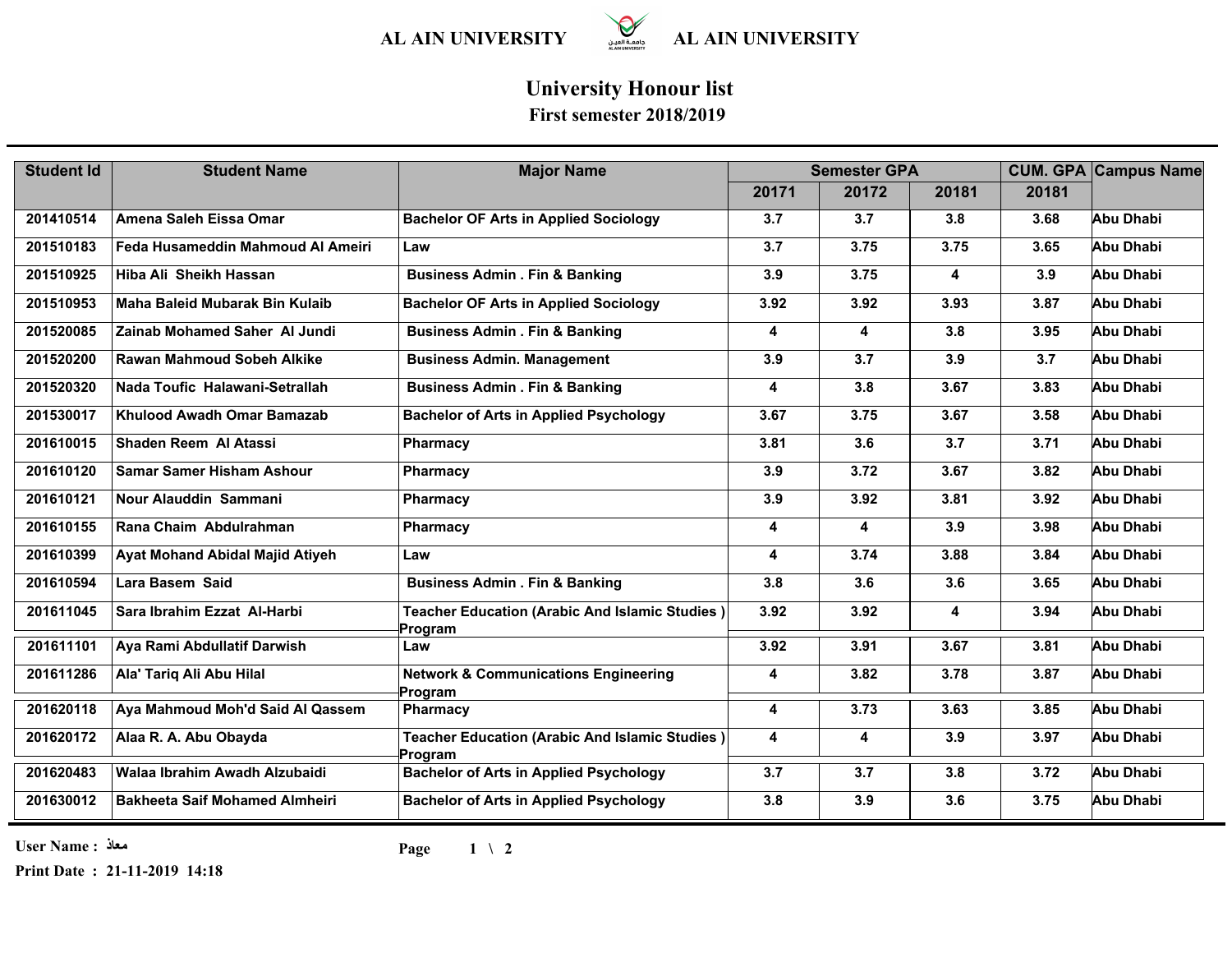AL AIN UNIVERSITY AL AIN UNIVERSITY

# University Honour list

## First semester 2018/2019

| Student Id | Student Name | Major Name | Semester GPA | | | CUM. GPA | Campus Name |
|---|---|---|---|---|---|---|---|
| | | | 20171 | 20172 | 20181 | 20181 | |
| 201410514 | Amena Saleh Eissa Omar | Bachelor OF Arts in Applied Sociology | 3.7 | 3.7 | 3.8 | 3.68 | Abu Dhabi |
| 201510183 | Feda Husameddin Mahmoud Al Ameiri | Law | 3.7 | 3.75 | 3.75 | 3.65 | Abu Dhabi |
| 201510925 | Hiba Ali Sheikh Hassan | Business Admin . Fin & Banking | 3.9 | 3.75 | 4 | 3.9 | Abu Dhabi |
| 201510953 | Maha Baleid Mubarak Bin Kulaib | Bachelor OF Arts in Applied Sociology | 3.92 | 3.92 | 3.93 | 3.87 | Abu Dhabi |
| 201520085 | Zainab Mohamed Saher Al Jundi | Business Admin . Fin & Banking | 4 | 4 | 3.8 | 3.95 | Abu Dhabi |
| 201520200 | Rawan Mahmoud Sobeh Alkike | Business Admin. Management | 3.9 | 3.7 | 3.9 | 3.7 | Abu Dhabi |
| 201520320 | Nada Toufic Halawani-Setrallah | Business Admin . Fin & Banking | 4 | 3.8 | 3.67 | 3.83 | Abu Dhabi |
| 201530017 | Khulood Awadh Omar Bamazab | Bachelor of Arts in Applied Psychology | 3.67 | 3.75 | 3.67 | 3.58 | Abu Dhabi |
| 201610015 | Shaden Reem Al Atassi | Pharmacy | 3.81 | 3.6 | 3.7 | 3.71 | Abu Dhabi |
| 201610120 | Samar Samer Hisham Ashour | Pharmacy | 3.9 | 3.72 | 3.67 | 3.82 | Abu Dhabi |
| 201610121 | Nour Alauddin Sammani | Pharmacy | 3.9 | 3.92 | 3.81 | 3.92 | Abu Dhabi |
| 201610155 | Rana Chaim Abdulrahman | Pharmacy | 4 | 4 | 3.9 | 3.98 | Abu Dhabi |
| 201610399 | Ayat Mohand Abidal Majid Atiyeh | Law | 4 | 3.74 | 3.88 | 3.84 | Abu Dhabi |
| 201610594 | Lara Basem Said | Business Admin . Fin & Banking | 3.8 | 3.6 | 3.6 | 3.65 | Abu Dhabi |
| 201611045 | Sara Ibrahim Ezzat Al-Harbi | Teacher Education (Arabic And Islamic Studies ) Program | 3.92 | 3.92 | 4 | 3.94 | Abu Dhabi |
| 201611101 | Aya Rami Abdullatif Darwish | Law | 3.92 | 3.91 | 3.67 | 3.81 | Abu Dhabi |
| 201611286 | Ala' Tariq Ali Abu Hilal | Network & Communications Engineering Program | 4 | 3.82 | 3.78 | 3.87 | Abu Dhabi |
| 201620118 | Aya Mahmoud Moh'd Said Al Qassem | Pharmacy | 4 | 3.73 | 3.63 | 3.85 | Abu Dhabi |
| 201620172 | Alaa R. A. Abu Obayda | Teacher Education (Arabic And Islamic Studies ) Program | 4 | 4 | 3.9 | 3.97 | Abu Dhabi |
| 201620483 | Walaa Ibrahim Awadh Alzubaidi | Bachelor of Arts in Applied Psychology | 3.7 | 3.7 | 3.8 | 3.72 | Abu Dhabi |
| 201630012 | Bakheeta Saif Mohamed Almheiri | Bachelor of Arts in Applied Psychology | 3.8 | 3.9 | 3.6 | 3.75 | Abu Dhabi |

User Name : معاذ

Print Date : 21-11-2019 14:18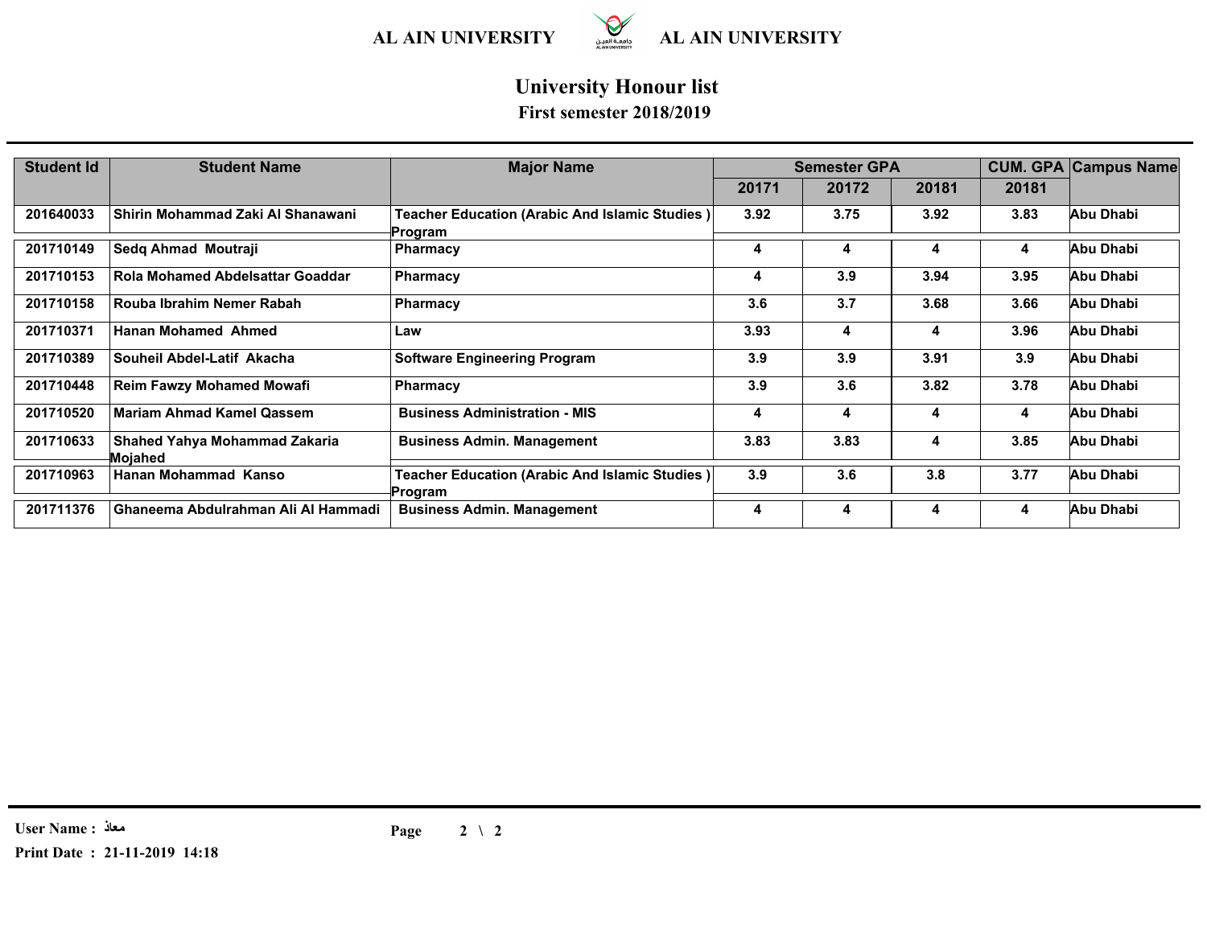# University Honour list

## First semester 2018/2019

| Student Id | Student Name | Major Name | Semester GPA | | | CUM. GPA | Campus Name |
|---|---|---|---|---|---|---|---|
| | | | 20171 | 20172 | 20181 | 20181 | |
| 201640033 | Shirin Mohammad Zaki Al Shanawani | Teacher Education (Arabic And Islamic Studies ) Program | 3.92 | 3.75 | 3.92 | 3.83 | Abu Dhabi |
| 201710149 | Sedq Ahmad Moutraji | Pharmacy | 4 | 4 | 4 | 4 | Abu Dhabi |
| 201710153 | Rola Mohamed Abdelsattar Goaddar | Pharmacy | 4 | 3.9 | 3.94 | 3.95 | Abu Dhabi |
| 201710158 | Rouba Ibrahim Nemer Rabah | Pharmacy | 3.6 | 3.7 | 3.68 | 3.66 | Abu Dhabi |
| 201710371 | Hanan Mohamed Ahmed | Law | 3.93 | 4 | 4 | 3.96 | Abu Dhabi |
| 201710389 | Souheil Abdel-Latif Akacha | Software Engineering Program | 3.9 | 3.9 | 3.91 | 3.9 | Abu Dhabi |
| 201710448 | Reim Fawzy Mohamed Mowafi | Pharmacy | 3.9 | 3.6 | 3.82 | 3.78 | Abu Dhabi |
| 201710520 | Mariam Ahmad Kamel Qassem | Business Administration - MIS | 4 | 4 | 4 | 4 | Abu Dhabi |
| 201710633 | Shahed Yahya Mohammad Zakaria Mojahed | Business Admin. Management | 3.83 | 3.83 | 4 | 3.85 | Abu Dhabi |
| 201710963 | Hanan Mohammad Kanso | Teacher Education (Arabic And Islamic Studies ) Program | 3.9 | 3.6 | 3.8 | 3.77 | Abu Dhabi |
| 201711376 | Ghaneema Abdulrahman Ali Al Hammadi | Business Admin. Management | 4 | 4 | 4 | 4 | Abu Dhabi |

User Name : معاذ

Print Date : 21-11-2019 14:18